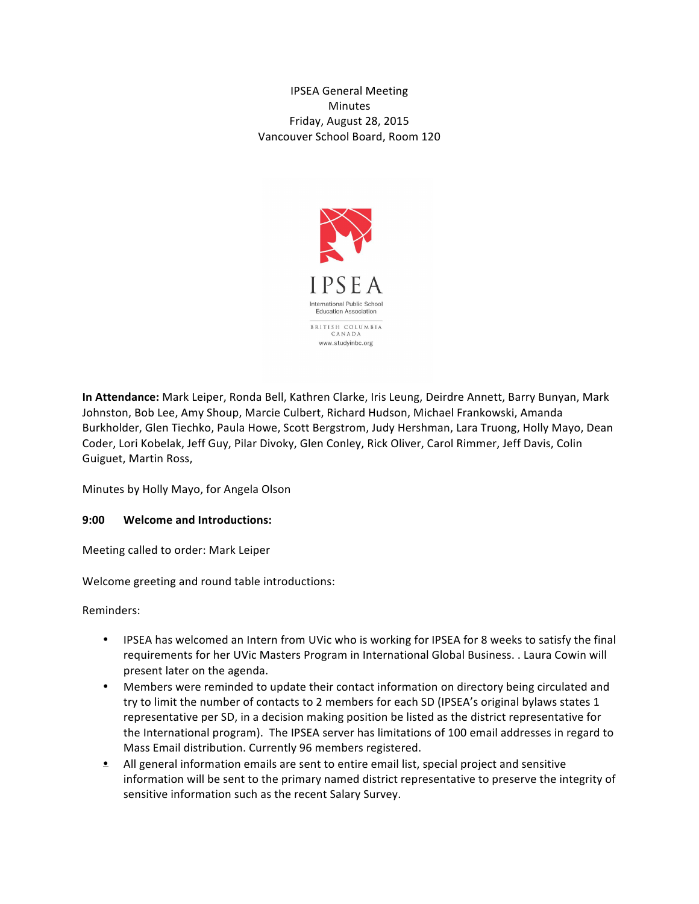IPSEA General Meeting
Minutes
Friday, August 28, 2015
Vancouver School Board, Room 120

IPSEA
International Public School Education Association
BRITISH COLUMBIA CANADA
www.studyinbc.org

**In Attendance:** Mark Leiper, Ronda Bell, Kathren Clarke, Iris Leung, Deirdre Annett, Barry Bunyan, Mark Johnston, Bob Lee, Amy Shoup, Marcie Culbert, Richard Hudson, Michael Frankowski, Amanda Burkholder, Glen Tiechko, Paula Howe, Scott Bergstrom, Judy Hershman, Lara Truong, Holly Mayo, Dean Coder, Lori Kobelak, Jeff Guy, Pilar Divoky, Glen Conley, Rick Oliver, Carol Rimmer, Jeff Davis, Colin Guiguet, Martin Ross,

Minutes by Holly Mayo, for Angela Olson

**9:00 Welcome and Introductions:**

Meeting called to order: Mark Leiper

Welcome greeting and round table introductions:

Reminders:

- IPSEA has welcomed an Intern from UVic who is working for IPSEA for 8 weeks to satisfy the final requirements for her UVic Masters Program in International Global Business. . Laura Cowin will present later on the agenda.
- Members were reminded to update their contact information on directory being circulated and try to limit the number of contacts to 2 members for each SD (IPSEA's original bylaws states 1 representative per SD, in a decision making position be listed as the district representative for the International program). The IPSEA server has limitations of 100 email addresses in regard to Mass Email distribution. Currently 96 members registered.
- All general information emails are sent to entire email list, special project and sensitive information will be sent to the primary named district representative to preserve the integrity of sensitive information such as the recent Salary Survey.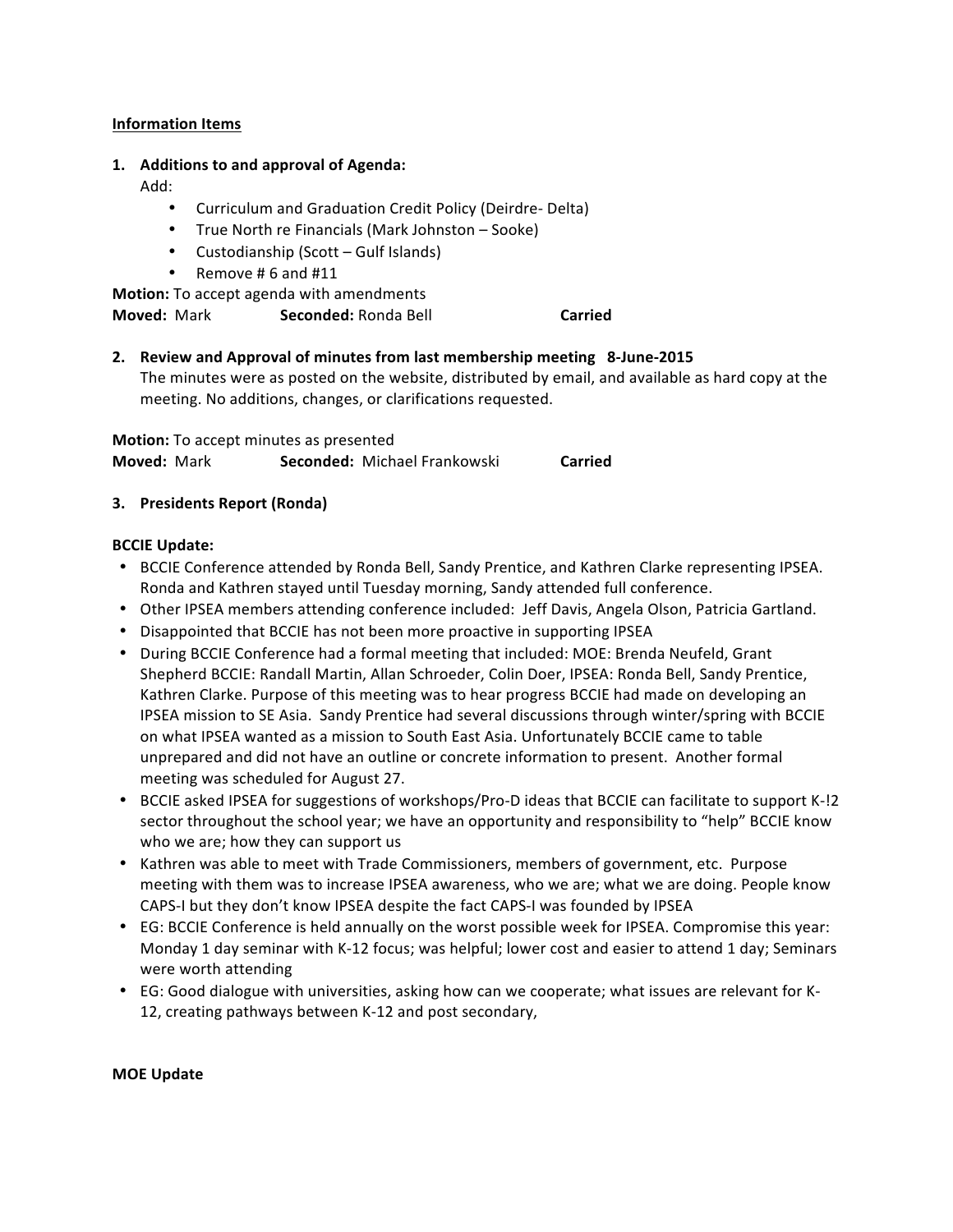**Information Items**

1. **Additions to and approval of Agenda:**

   Add:

   - Curriculum and Graduation Credit Policy (Deirdre- Delta)
   - True North re Financials (Mark Johnston – Sooke)
   - Custodianship (Scott – Gulf Islands)
   - Remove # 6 and #11

**Motion:** To accept agenda with amendments
**Moved:** Mark **Seconded:** Ronda Bell **Carried**

2. **Review and Approval of minutes from last membership meeting 8-June-2015**

   The minutes were as posted on the website, distributed by email, and available as hard copy at the meeting. No additions, changes, or clarifications requested.

**Motion:** To accept minutes as presented
**Moved:** Mark **Seconded:** Michael Frankowski **Carried**

3. **Presidents Report (Ronda)**

**BCCIE Update:**

- BCCIE Conference attended by Ronda Bell, Sandy Prentice, and Kathren Clarke representing IPSEA. Ronda and Kathren stayed until Tuesday morning, Sandy attended full conference.
- Other IPSEA members attending conference included: Jeff Davis, Angela Olson, Patricia Gartland.
- Disappointed that BCCIE has not been more proactive in supporting IPSEA
- During BCCIE Conference had a formal meeting that included: MOE: Brenda Neufeld, Grant Shepherd BCCIE: Randall Martin, Allan Schroeder, Colin Doer, IPSEA: Ronda Bell, Sandy Prentice, Kathren Clarke. Purpose of this meeting was to hear progress BCCIE had made on developing an IPSEA mission to SE Asia. Sandy Prentice had several discussions through winter/spring with BCCIE on what IPSEA wanted as a mission to South East Asia. Unfortunately BCCIE came to table unprepared and did not have an outline or concrete information to present. Another formal meeting was scheduled for August 27.
- BCCIE asked IPSEA for suggestions of workshops/Pro-D ideas that BCCIE can facilitate to support K-!2 sector throughout the school year; we have an opportunity and responsibility to "help" BCCIE know who we are; how they can support us
- Kathren was able to meet with Trade Commissioners, members of government, etc. Purpose meeting with them was to increase IPSEA awareness, who we are; what we are doing. People know CAPS-I but they don't know IPSEA despite the fact CAPS-I was founded by IPSEA
- EG: BCCIE Conference is held annually on the worst possible week for IPSEA. Compromise this year: Monday 1 day seminar with K-12 focus; was helpful; lower cost and easier to attend 1 day; Seminars were worth attending
- EG: Good dialogue with universities, asking how can we cooperate; what issues are relevant for K-12, creating pathways between K-12 and post secondary,

**MOE Update**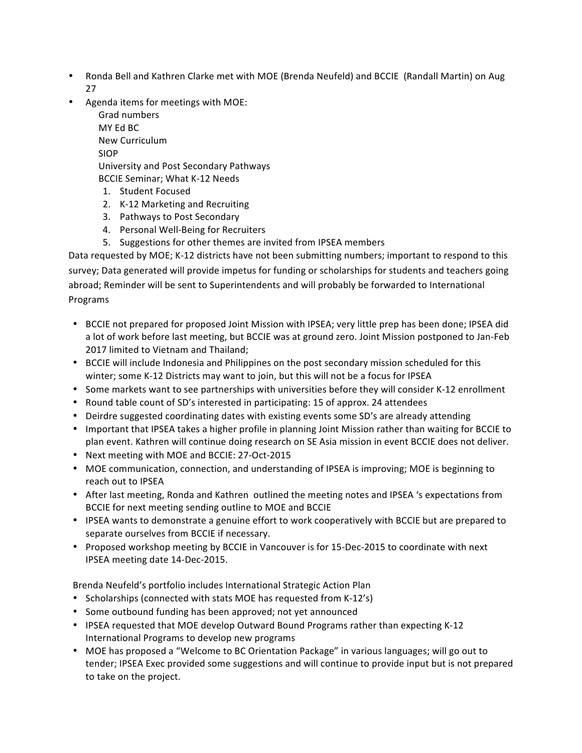- Ronda Bell and Kathren Clarke met with MOE (Brenda Neufeld) and BCCIE (Randall Martin) on Aug 27
- Agenda items for meetings with MOE:
  - Grad numbers
  - MY Ed BC
  - New Curriculum
  - SIOP
  - University and Post Secondary Pathways
  - BCCIE Seminar; What K-12 Needs
    1. Student Focused
    2. K-12 Marketing and Recruiting
    3. Pathways to Post Secondary
    4. Personal Well-Being for Recruiters
    5. Suggestions for other themes are invited from IPSEA members

Data requested by MOE; K-12 districts have not been submitting numbers; important to respond to this survey; Data generated will provide impetus for funding or scholarships for students and teachers going abroad; Reminder will be sent to Superintendents and will probably be forwarded to International Programs

- BCCIE not prepared for proposed Joint Mission with IPSEA; very little prep has been done; IPSEA did a lot of work before last meeting, but BCCIE was at ground zero. Joint Mission postponed to Jan-Feb 2017 limited to Vietnam and Thailand;
- BCCIE will include Indonesia and Philippines on the post secondary mission scheduled for this winter; some K-12 Districts may want to join, but this will not be a focus for IPSEA
- Some markets want to see partnerships with universities before they will consider K-12 enrollment
- Round table count of SD's interested in participating: 15 of approx. 24 attendees
- Deirdre suggested coordinating dates with existing events some SD's are already attending
- Important that IPSEA takes a higher profile in planning Joint Mission rather than waiting for BCCIE to plan event. Kathren will continue doing research on SE Asia mission in event BCCIE does not deliver.
- Next meeting with MOE and BCCIE: 27-Oct-2015
- MOE communication, connection, and understanding of IPSEA is improving; MOE is beginning to reach out to IPSEA
- After last meeting, Ronda and Kathren outlined the meeting notes and IPSEA 's expectations from BCCIE for next meeting sending outline to MOE and BCCIE
- IPSEA wants to demonstrate a genuine effort to work cooperatively with BCCIE but are prepared to separate ourselves from BCCIE if necessary.
- Proposed workshop meeting by BCCIE in Vancouver is for 15-Dec-2015 to coordinate with next IPSEA meeting date 14-Dec-2015.

Brenda Neufeld's portfolio includes International Strategic Action Plan

- Scholarships (connected with stats MOE has requested from K-12's)
- Some outbound funding has been approved; not yet announced
- IPSEA requested that MOE develop Outward Bound Programs rather than expecting K-12 International Programs to develop new programs
- MOE has proposed a "Welcome to BC Orientation Package" in various languages; will go out to tender; IPSEA Exec provided some suggestions and will continue to provide input but is not prepared to take on the project.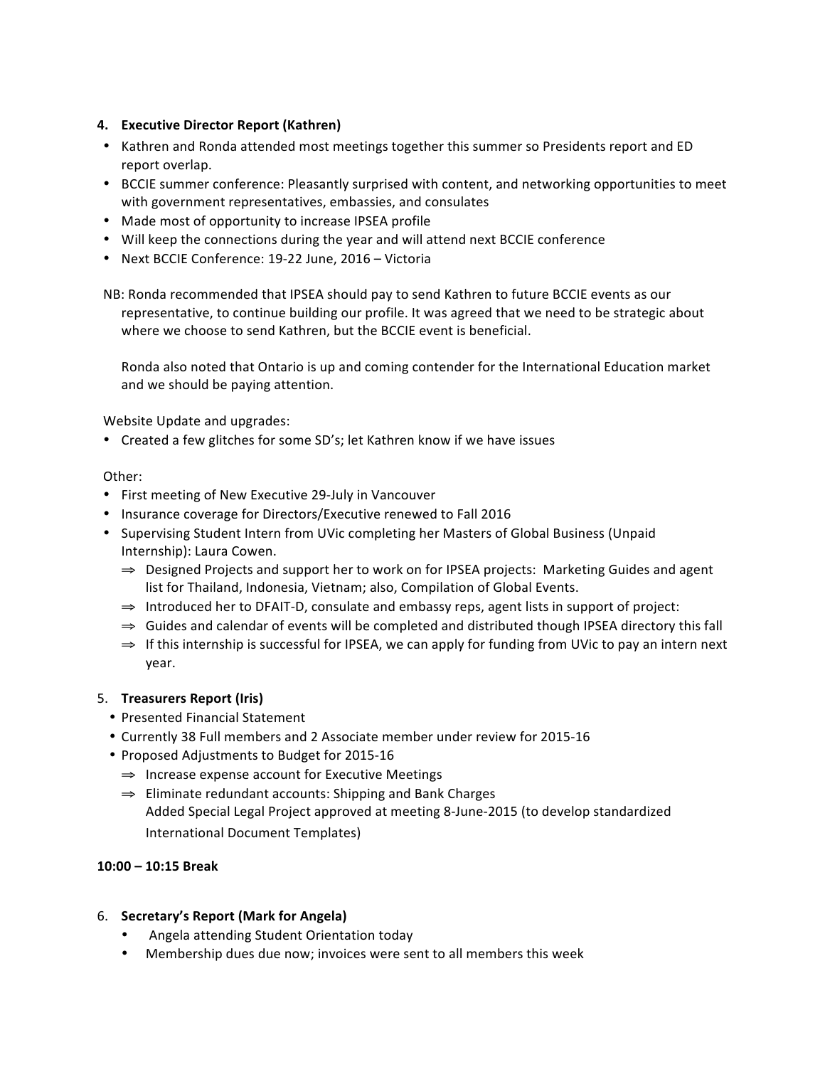4. **Executive Director Report (Kathren)**

- Kathren and Ronda attended most meetings together this summer so Presidents report and ED report overlap.
- BCCIE summer conference: Pleasantly surprised with content, and networking opportunities to meet with government representatives, embassies, and consulates
- Made most of opportunity to increase IPSEA profile
- Will keep the connections during the year and will attend next BCCIE conference
- Next BCCIE Conference: 19-22 June, 2016 – Victoria

NB: Ronda recommended that IPSEA should pay to send Kathren to future BCCIE events as our representative, to continue building our profile. It was agreed that we need to be strategic about where we choose to send Kathren, but the BCCIE event is beneficial.

Ronda also noted that Ontario is up and coming contender for the International Education market and we should be paying attention.

Website Update and upgrades:

- Created a few glitches for some SD's; let Kathren know if we have issues

Other:

- First meeting of New Executive 29-July in Vancouver
- Insurance coverage for Directors/Executive renewed to Fall 2016
- Supervising Student Intern from UVic completing her Masters of Global Business (Unpaid Internship): Laura Cowen.
  - ⇒ Designed Projects and support her to work on for IPSEA projects: Marketing Guides and agent list for Thailand, Indonesia, Vietnam; also, Compilation of Global Events.
  - ⇒ Introduced her to DFAIT-D, consulate and embassy reps, agent lists in support of project:
  - ⇒ Guides and calendar of events will be completed and distributed though IPSEA directory this fall
  - ⇒ If this internship is successful for IPSEA, we can apply for funding from UVic to pay an intern next year.

5. **Treasurers Report (Iris)**

- Presented Financial Statement
- Currently 38 Full members and 2 Associate member under review for 2015-16
- Proposed Adjustments to Budget for 2015-16
  - ⇒ Increase expense account for Executive Meetings
  - ⇒ Eliminate redundant accounts: Shipping and Bank Charges
    Added Special Legal Project approved at meeting 8-June-2015 (to develop standardized International Document Templates)

**10:00 – 10:15 Break**

6. **Secretary's Report (Mark for Angela)**

- Angela attending Student Orientation today
- Membership dues due now; invoices were sent to all members this week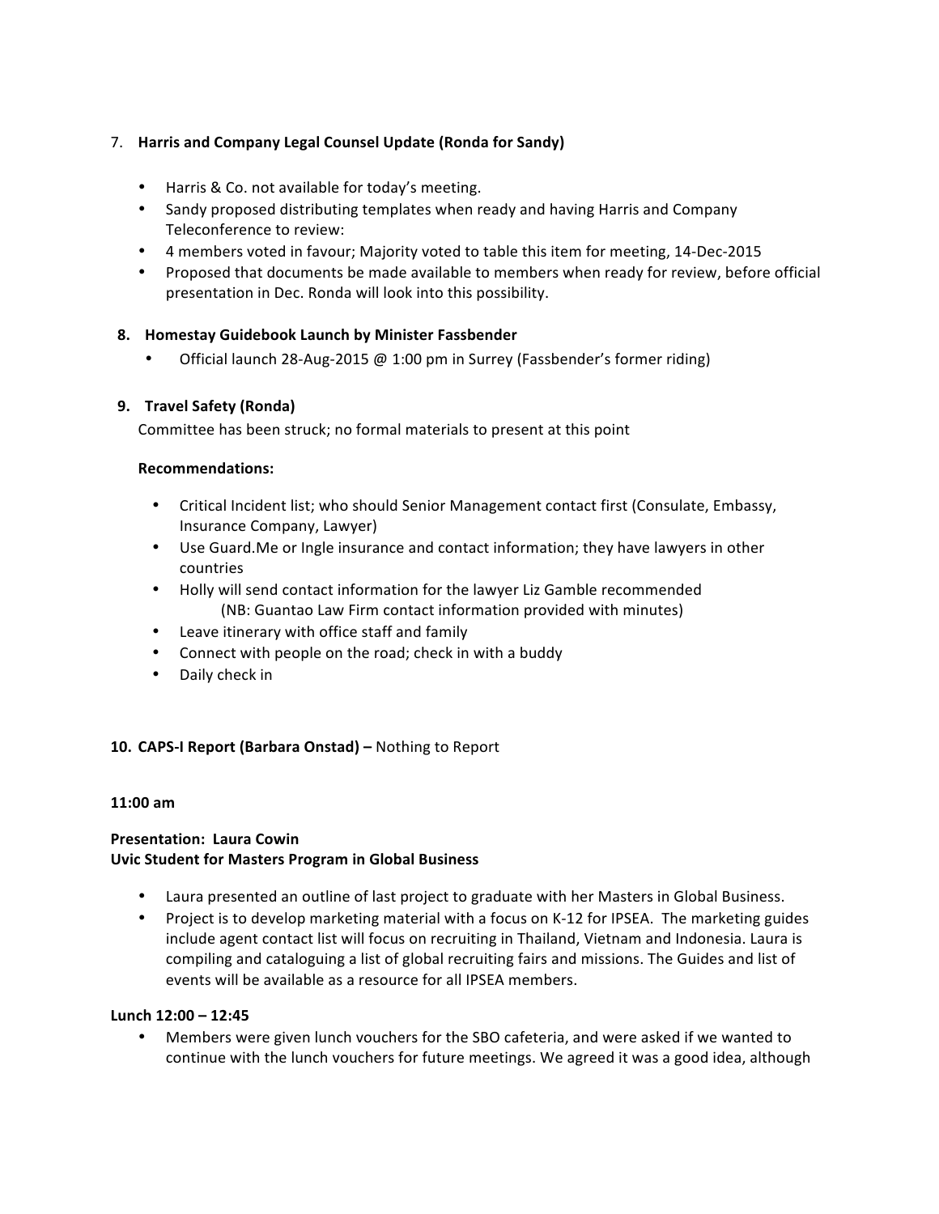7. **Harris and Company Legal Counsel Update (Ronda for Sandy)**

- Harris & Co. not available for today's meeting.
- Sandy proposed distributing templates when ready and having Harris and Company Teleconference to review:
- 4 members voted in favour; Majority voted to table this item for meeting, 14-Dec-2015
- Proposed that documents be made available to members when ready for review, before official presentation in Dec. Ronda will look into this possibility.

8. **Homestay Guidebook Launch by Minister Fassbender**
   - Official launch 28-Aug-2015 @ 1:00 pm in Surrey (Fassbender's former riding)

9. **Travel Safety (Ronda)**

   Committee has been struck; no formal materials to present at this point

   **Recommendations:**

   - Critical Incident list; who should Senior Management contact first (Consulate, Embassy, Insurance Company, Lawyer)
   - Use Guard.Me or Ingle insurance and contact information; they have lawyers in other countries
   - Holly will send contact information for the lawyer Liz Gamble recommended
     (NB: Guantao Law Firm contact information provided with minutes)
   - Leave itinerary with office staff and family
   - Connect with people on the road; check in with a buddy
   - Daily check in

**10. CAPS-I Report (Barbara Onstad) –** Nothing to Report

**11:00 am**

**Presentation: Laura Cowin**
**Uvic Student for Masters Program in Global Business**

- Laura presented an outline of last project to graduate with her Masters in Global Business.
- Project is to develop marketing material with a focus on K-12 for IPSEA. The marketing guides include agent contact list will focus on recruiting in Thailand, Vietnam and Indonesia. Laura is compiling and cataloguing a list of global recruiting fairs and missions. The Guides and list of events will be available as a resource for all IPSEA members.

**Lunch 12:00 – 12:45**

- Members were given lunch vouchers for the SBO cafeteria, and were asked if we wanted to continue with the lunch vouchers for future meetings. We agreed it was a good idea, although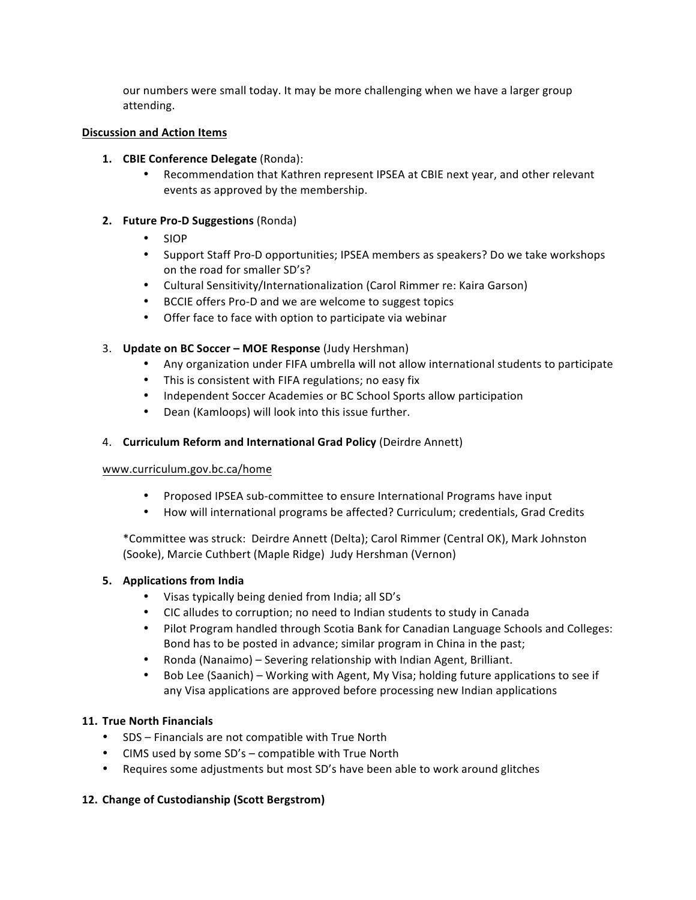our numbers were small today. It may be more challenging when we have a larger group attending.

**Discussion and Action Items**

1. **CBIE Conference Delegate** (Ronda):
   - Recommendation that Kathren represent IPSEA at CBIE next year, and other relevant events as approved by the membership.

2. **Future Pro-D Suggestions** (Ronda)
   - SIOP
   - Support Staff Pro-D opportunities; IPSEA members as speakers? Do we take workshops on the road for smaller SD's?
   - Cultural Sensitivity/Internationalization (Carol Rimmer re: Kaira Garson)
   - BCCIE offers Pro-D and we are welcome to suggest topics
   - Offer face to face with option to participate via webinar

3. **Update on BC Soccer – MOE Response** (Judy Hershman)
   - Any organization under FIFA umbrella will not allow international students to participate
   - This is consistent with FIFA regulations; no easy fix
   - Independent Soccer Academies or BC School Sports allow participation
   - Dean (Kamloops) will look into this issue further.

4. **Curriculum Reform and International Grad Policy** (Deirdre Annett)

   www.curriculum.gov.bc.ca/home

   - Proposed IPSEA sub-committee to ensure International Programs have input
   - How will international programs be affected? Curriculum; credentials, Grad Credits

   *Committee was struck: Deirdre Annett (Delta); Carol Rimmer (Central OK), Mark Johnston (Sooke), Marcie Cuthbert (Maple Ridge) Judy Hershman (Vernon)

5. **Applications from India**
   - Visas typically being denied from India; all SD's
   - CIC alludes to corruption; no need to Indian students to study in Canada
   - Pilot Program handled through Scotia Bank for Canadian Language Schools and Colleges: Bond has to be posted in advance; similar program in China in the past;
   - Ronda (Nanaimo) – Severing relationship with Indian Agent, Brilliant.
   - Bob Lee (Saanich) – Working with Agent, My Visa; holding future applications to see if any Visa applications are approved before processing new Indian applications

**11. True North Financials**

- SDS – Financials are not compatible with True North
- CIMS used by some SD's – compatible with True North
- Requires some adjustments but most SD's have been able to work around glitches

**12. Change of Custodianship (Scott Bergstrom)**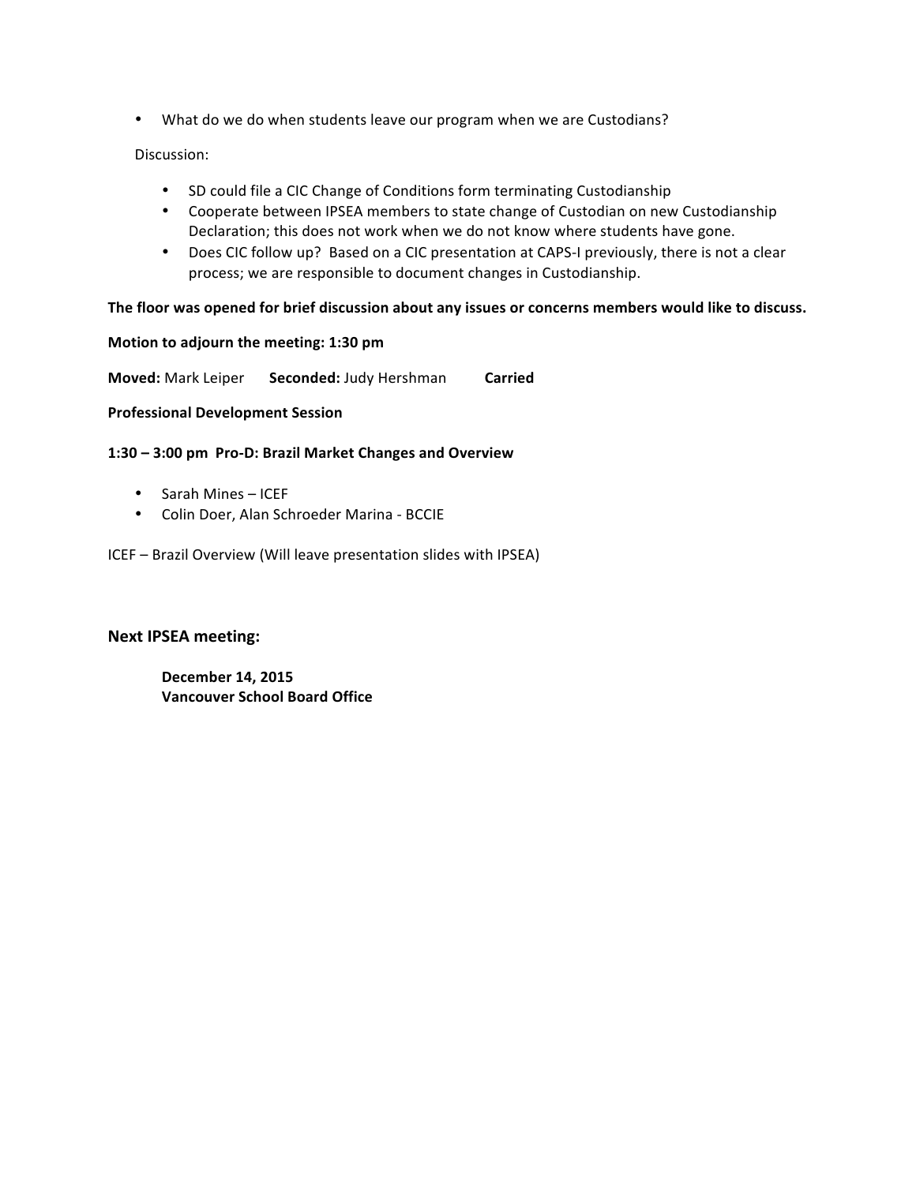- What do we do when students leave our program when we are Custodians?

Discussion:

- SD could file a CIC Change of Conditions form terminating Custodianship
- Cooperate between IPSEA members to state change of Custodian on new Custodianship Declaration; this does not work when we do not know where students have gone.
- Does CIC follow up? Based on a CIC presentation at CAPS-I previously, there is not a clear process; we are responsible to document changes in Custodianship.

**The floor was opened for brief discussion about any issues or concerns members would like to discuss.**

**Motion to adjourn the meeting: 1:30 pm**

**Moved:** Mark Leiper **Seconded:** Judy Hershman **Carried**

**Professional Development Session**

**1:30 – 3:00 pm Pro-D: Brazil Market Changes and Overview**

- Sarah Mines – ICEF
- Colin Doer, Alan Schroeder Marina - BCCIE

ICEF – Brazil Overview (Will leave presentation slides with IPSEA)

### Next IPSEA meeting:

**December 14, 2015**
**Vancouver School Board Office**